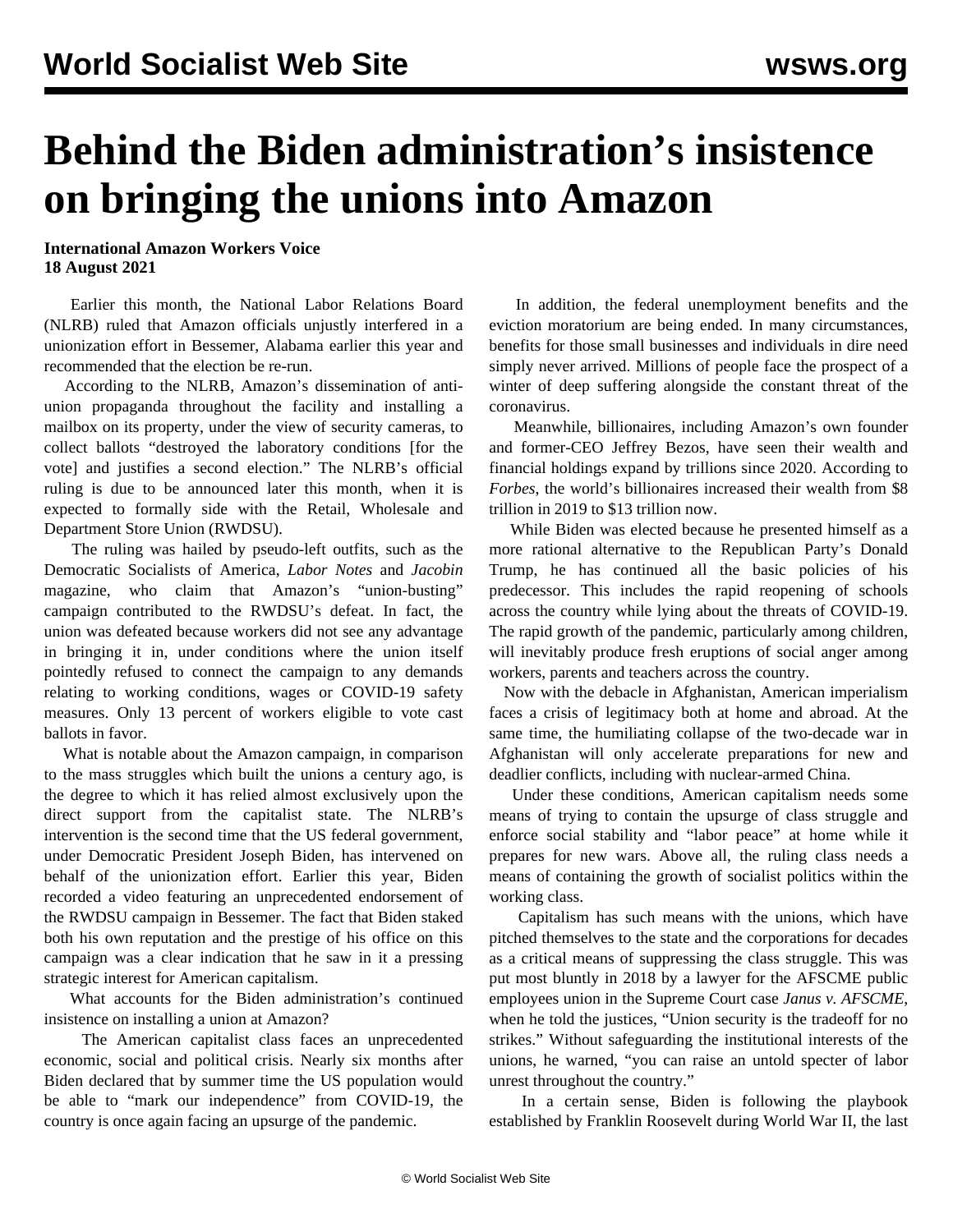# Behind the Biden administration's insistence on bringing the unions into Amazon

**International Amazon Workers Voice**
**18 August 2021**

Earlier this month, the National Labor Relations Board (NLRB) ruled that Amazon officials unjustly interfered in a unionization effort in Bessemer, Alabama earlier this year and recommended that the election be re-run.

According to the NLRB, Amazon's dissemination of anti-union propaganda throughout the facility and installing a mailbox on its property, under the view of security cameras, to collect ballots "destroyed the laboratory conditions [for the vote] and justifies a second election." The NLRB's official ruling is due to be announced later this month, when it is expected to formally side with the Retail, Wholesale and Department Store Union (RWDSU).

The ruling was hailed by pseudo-left outfits, such as the Democratic Socialists of America, *Labor Notes* and *Jacobin* magazine, who claim that Amazon's "union-busting" campaign contributed to the RWDSU's defeat. In fact, the union was defeated because workers did not see any advantage in bringing it in, under conditions where the union itself pointedly refused to connect the campaign to any demands relating to working conditions, wages or COVID-19 safety measures. Only 13 percent of workers eligible to vote cast ballots in favor.

What is notable about the Amazon campaign, in comparison to the mass struggles which built the unions a century ago, is the degree to which it has relied almost exclusively upon the direct support from the capitalist state. The NLRB's intervention is the second time that the US federal government, under Democratic President Joseph Biden, has intervened on behalf of the unionization effort. Earlier this year, Biden recorded a video featuring an unprecedented endorsement of the RWDSU campaign in Bessemer. The fact that Biden staked both his own reputation and the prestige of his office on this campaign was a clear indication that he saw in it a pressing strategic interest for American capitalism.

What accounts for the Biden administration's continued insistence on installing a union at Amazon?

The American capitalist class faces an unprecedented economic, social and political crisis. Nearly six months after Biden declared that by summer time the US population would be able to "mark our independence" from COVID-19, the country is once again facing an upsurge of the pandemic.

In addition, the federal unemployment benefits and the eviction moratorium are being ended. In many circumstances, benefits for those small businesses and individuals in dire need simply never arrived. Millions of people face the prospect of a winter of deep suffering alongside the constant threat of the coronavirus.

Meanwhile, billionaires, including Amazon's own founder and former-CEO Jeffrey Bezos, have seen their wealth and financial holdings expand by trillions since 2020. According to *Forbes*, the world's billionaires increased their wealth from $8 trillion in 2019 to $13 trillion now.

While Biden was elected because he presented himself as a more rational alternative to the Republican Party's Donald Trump, he has continued all the basic policies of his predecessor. This includes the rapid reopening of schools across the country while lying about the threats of COVID-19. The rapid growth of the pandemic, particularly among children, will inevitably produce fresh eruptions of social anger among workers, parents and teachers across the country.

Now with the debacle in Afghanistan, American imperialism faces a crisis of legitimacy both at home and abroad. At the same time, the humiliating collapse of the two-decade war in Afghanistan will only accelerate preparations for new and deadlier conflicts, including with nuclear-armed China.

Under these conditions, American capitalism needs some means of trying to contain the upsurge of class struggle and enforce social stability and "labor peace" at home while it prepares for new wars. Above all, the ruling class needs a means of containing the growth of socialist politics within the working class.

Capitalism has such means with the unions, which have pitched themselves to the state and the corporations for decades as a critical means of suppressing the class struggle. This was put most bluntly in 2018 by a lawyer for the AFSCME public employees union in the Supreme Court case *Janus v. AFSCME*, when he told the justices, "Union security is the tradeoff for no strikes." Without safeguarding the institutional interests of the unions, he warned, "you can raise an untold specter of labor unrest throughout the country."

In a certain sense, Biden is following the playbook established by Franklin Roosevelt during World War II, the last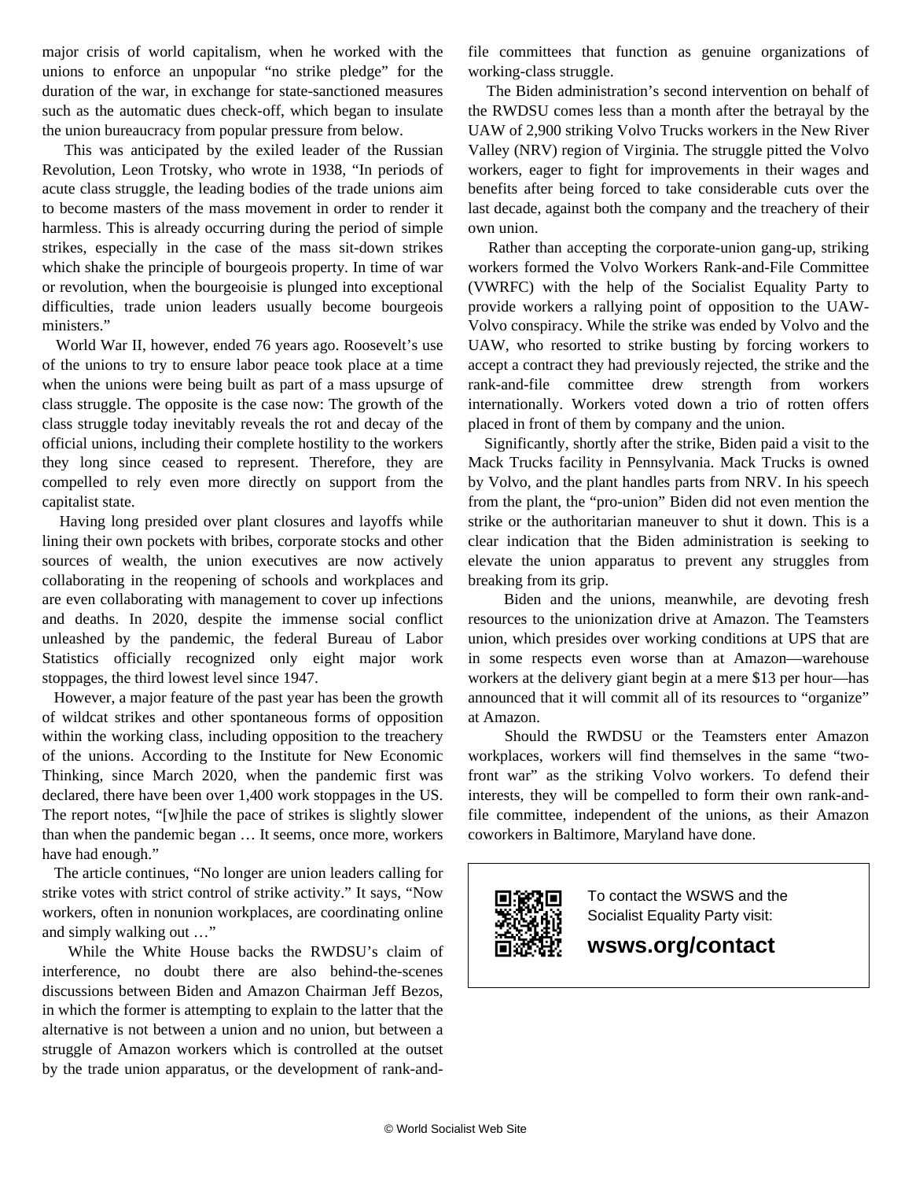major crisis of world capitalism, when he worked with the unions to enforce an unpopular "no strike pledge" for the duration of the war, in exchange for state-sanctioned measures such as the automatic dues check-off, which began to insulate the union bureaucracy from popular pressure from below.

This was anticipated by the exiled leader of the Russian Revolution, Leon Trotsky, who wrote in 1938, "In periods of acute class struggle, the leading bodies of the trade unions aim to become masters of the mass movement in order to render it harmless. This is already occurring during the period of simple strikes, especially in the case of the mass sit-down strikes which shake the principle of bourgeois property. In time of war or revolution, when the bourgeoisie is plunged into exceptional difficulties, trade union leaders usually become bourgeois ministers."

World War II, however, ended 76 years ago. Roosevelt's use of the unions to try to ensure labor peace took place at a time when the unions were being built as part of a mass upsurge of class struggle. The opposite is the case now: The growth of the class struggle today inevitably reveals the rot and decay of the official unions, including their complete hostility to the workers they long since ceased to represent. Therefore, they are compelled to rely even more directly on support from the capitalist state.

Having long presided over plant closures and layoffs while lining their own pockets with bribes, corporate stocks and other sources of wealth, the union executives are now actively collaborating in the reopening of schools and workplaces and are even collaborating with management to cover up infections and deaths. In 2020, despite the immense social conflict unleashed by the pandemic, the federal Bureau of Labor Statistics officially recognized only eight major work stoppages, the third lowest level since 1947.

However, a major feature of the past year has been the growth of wildcat strikes and other spontaneous forms of opposition within the working class, including opposition to the treachery of the unions. According to the Institute for New Economic Thinking, since March 2020, when the pandemic first was declared, there have been over 1,400 work stoppages in the US. The report notes, "[w]hile the pace of strikes is slightly slower than when the pandemic began … It seems, once more, workers have had enough."

The article continues, "No longer are union leaders calling for strike votes with strict control of strike activity." It says, "Now workers, often in nonunion workplaces, are coordinating online and simply walking out …"

While the White House backs the RWDSU's claim of interference, no doubt there are also behind-the-scenes discussions between Biden and Amazon Chairman Jeff Bezos, in which the former is attempting to explain to the latter that the alternative is not between a union and no union, but between a struggle of Amazon workers which is controlled at the outset by the trade union apparatus, or the development of rank-and-file committees that function as genuine organizations of working-class struggle.

The Biden administration's second intervention on behalf of the RWDSU comes less than a month after the betrayal by the UAW of 2,900 striking Volvo Trucks workers in the New River Valley (NRV) region of Virginia. The struggle pitted the Volvo workers, eager to fight for improvements in their wages and benefits after being forced to take considerable cuts over the last decade, against both the company and the treachery of their own union.

Rather than accepting the corporate-union gang-up, striking workers formed the Volvo Workers Rank-and-File Committee (VWRFC) with the help of the Socialist Equality Party to provide workers a rallying point of opposition to the UAW-Volvo conspiracy. While the strike was ended by Volvo and the UAW, who resorted to strike busting by forcing workers to accept a contract they had previously rejected, the strike and the rank-and-file committee drew strength from workers internationally. Workers voted down a trio of rotten offers placed in front of them by company and the union.

Significantly, shortly after the strike, Biden paid a visit to the Mack Trucks facility in Pennsylvania. Mack Trucks is owned by Volvo, and the plant handles parts from NRV. In his speech from the plant, the "pro-union" Biden did not even mention the strike or the authoritarian maneuver to shut it down. This is a clear indication that the Biden administration is seeking to elevate the union apparatus to prevent any struggles from breaking from its grip.

Biden and the unions, meanwhile, are devoting fresh resources to the unionization drive at Amazon. The Teamsters union, which presides over working conditions at UPS that are in some respects even worse than at Amazon—warehouse workers at the delivery giant begin at a mere $13 per hour—has announced that it will commit all of its resources to "organize" at Amazon.

Should the RWDSU or the Teamsters enter Amazon workplaces, workers will find themselves in the same "two-front war" as the striking Volvo workers. To defend their interests, they will be compelled to form their own rank-and-file committee, independent of the unions, as their Amazon coworkers in Baltimore, Maryland have done.

To contact the WSWS and the Socialist Equality Party visit:

**wsws.org/contact**